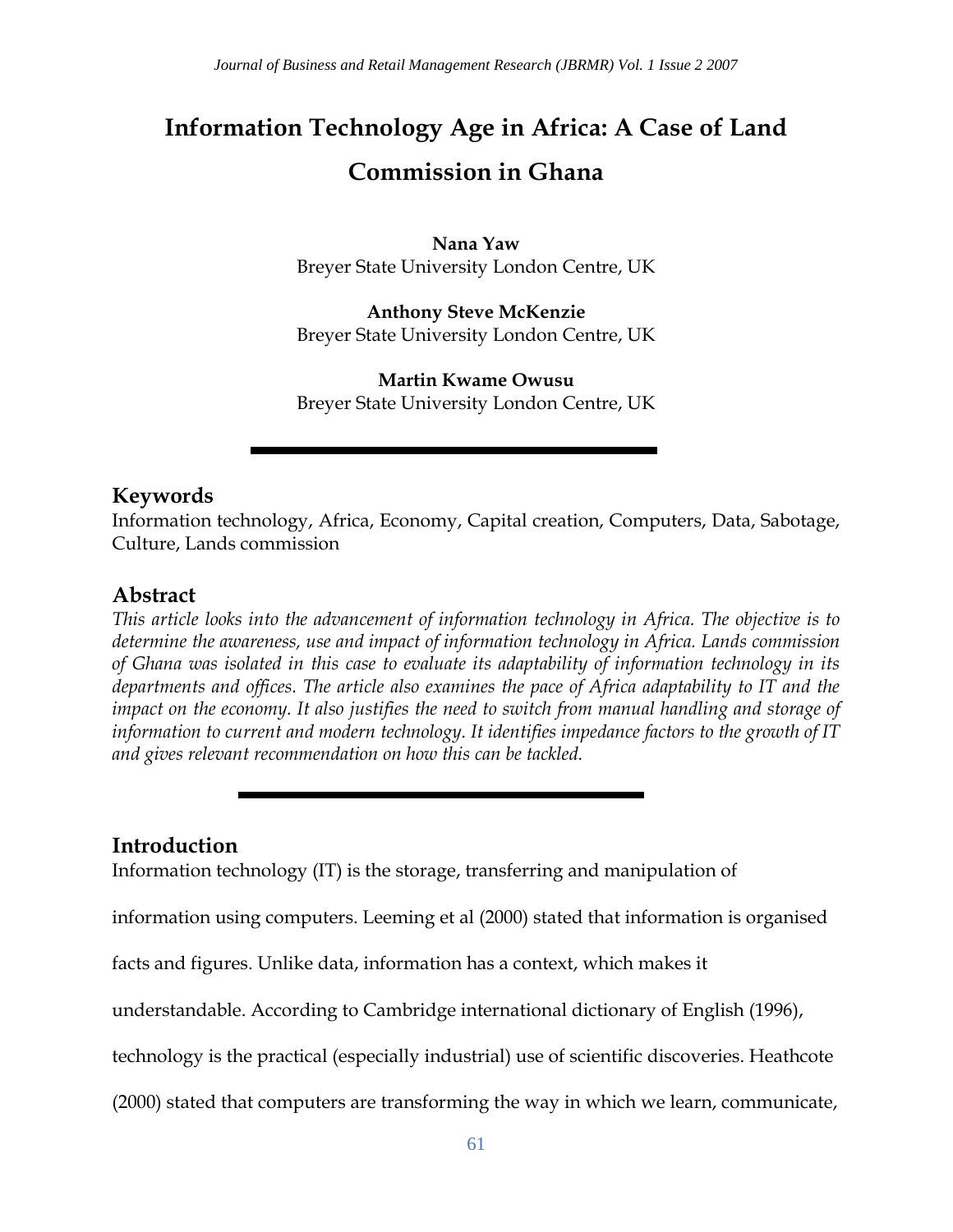# Information Technology Age in Africa: A Case of Land Commission in Ghana

**Nana Yaw**
Breyer State University London Centre, UK

**Anthony Steve McKenzie**
Breyer State University London Centre, UK

**Martin Kwame Owusu**
Breyer State University London Centre, UK

## Keywords

Information technology, Africa, Economy, Capital creation, Computers, Data, Sabotage, Culture, Lands commission

## Abstract

*This article looks into the advancement of information technology in Africa. The objective is to determine the awareness, use and impact of information technology in Africa. Lands commission of Ghana was isolated in this case to evaluate its adaptability of information technology in its departments and offices. The article also examines the pace of Africa adaptability to IT and the impact on the economy. It also justifies the need to switch from manual handling and storage of information to current and modern technology. It identifies impedance factors to the growth of IT and gives relevant recommendation on how this can be tackled.*

## Introduction

Information technology (IT) is the storage, transferring and manipulation of information using computers. Leeming et al (2000) stated that information is organised facts and figures. Unlike data, information has a context, which makes it understandable. According to Cambridge international dictionary of English (1996), technology is the practical (especially industrial) use of scientific discoveries. Heathcote (2000) stated that computers are transforming the way in which we learn, communicate,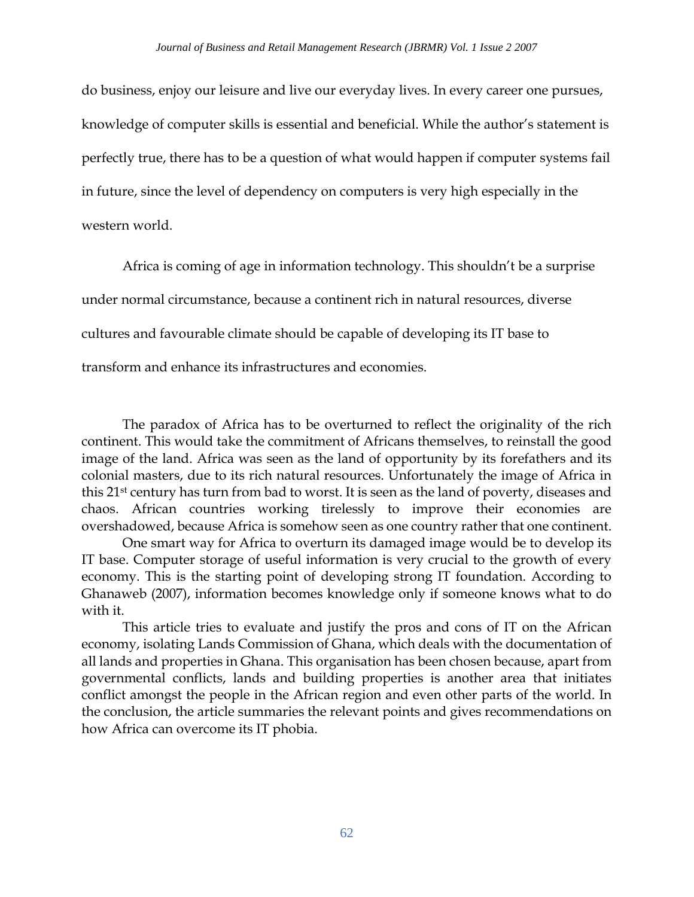do business, enjoy our leisure and live our everyday lives. In every career one pursues, knowledge of computer skills is essential and beneficial. While the author's statement is perfectly true, there has to be a question of what would happen if computer systems fail in future, since the level of dependency on computers is very high especially in the western world.

Africa is coming of age in information technology. This shouldn't be a surprise under normal circumstance, because a continent rich in natural resources, diverse cultures and favourable climate should be capable of developing its IT base to transform and enhance its infrastructures and economies.

The paradox of Africa has to be overturned to reflect the originality of the rich continent. This would take the commitment of Africans themselves, to reinstall the good image of the land. Africa was seen as the land of opportunity by its forefathers and its colonial masters, due to its rich natural resources. Unfortunately the image of Africa in this 21st century has turn from bad to worst. It is seen as the land of poverty, diseases and chaos. African countries working tirelessly to improve their economies are overshadowed, because Africa is somehow seen as one country rather that one continent.

One smart way for Africa to overturn its damaged image would be to develop its IT base. Computer storage of useful information is very crucial to the growth of every economy. This is the starting point of developing strong IT foundation. According to Ghanaweb (2007), information becomes knowledge only if someone knows what to do with it.

This article tries to evaluate and justify the pros and cons of IT on the African economy, isolating Lands Commission of Ghana, which deals with the documentation of all lands and properties in Ghana. This organisation has been chosen because, apart from governmental conflicts, lands and building properties is another area that initiates conflict amongst the people in the African region and even other parts of the world. In the conclusion, the article summaries the relevant points and gives recommendations on how Africa can overcome its IT phobia.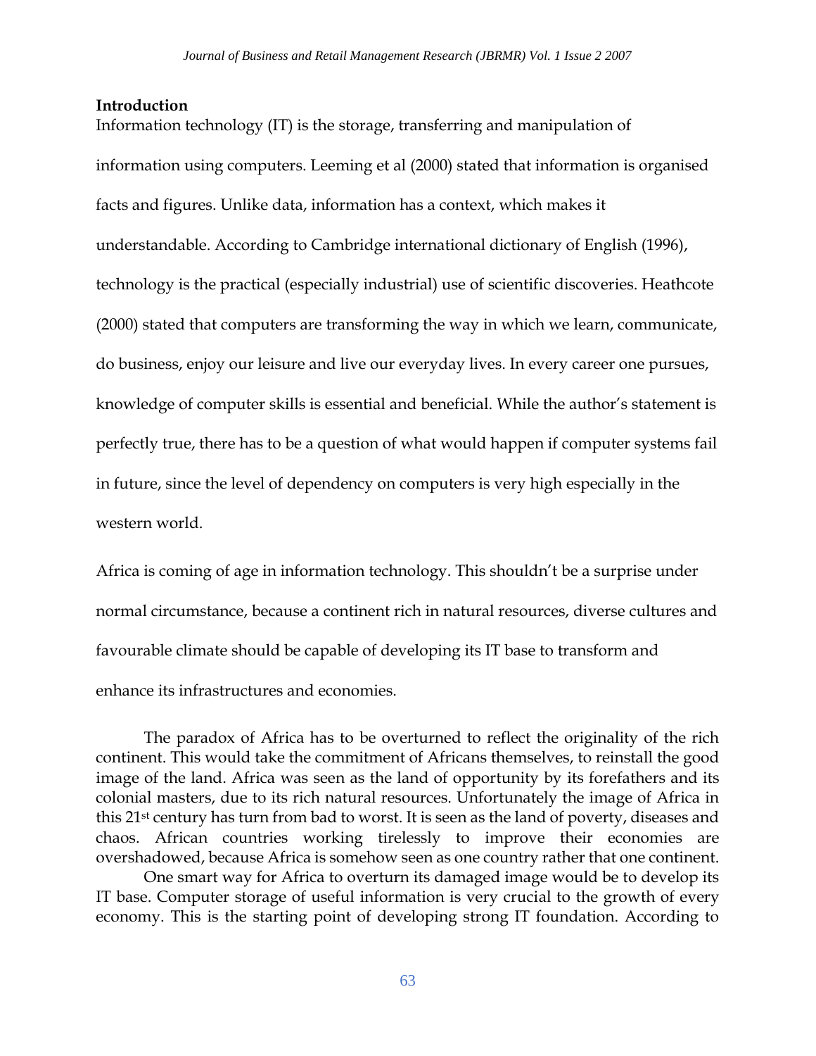**Introduction**

Information technology (IT) is the storage, transferring and manipulation of information using computers. Leeming et al (2000) stated that information is organised facts and figures. Unlike data, information has a context, which makes it understandable. According to Cambridge international dictionary of English (1996), technology is the practical (especially industrial) use of scientific discoveries. Heathcote (2000) stated that computers are transforming the way in which we learn, communicate, do business, enjoy our leisure and live our everyday lives. In every career one pursues, knowledge of computer skills is essential and beneficial. While the author's statement is perfectly true, there has to be a question of what would happen if computer systems fail in future, since the level of dependency on computers is very high especially in the western world.

Africa is coming of age in information technology. This shouldn't be a surprise under normal circumstance, because a continent rich in natural resources, diverse cultures and favourable climate should be capable of developing its IT base to transform and enhance its infrastructures and economies.

The paradox of Africa has to be overturned to reflect the originality of the rich continent. This would take the commitment of Africans themselves, to reinstall the good image of the land. Africa was seen as the land of opportunity by its forefathers and its colonial masters, due to its rich natural resources. Unfortunately the image of Africa in this 21st century has turn from bad to worst. It is seen as the land of poverty, diseases and chaos. African countries working tirelessly to improve their economies are overshadowed, because Africa is somehow seen as one country rather that one continent.

One smart way for Africa to overturn its damaged image would be to develop its IT base. Computer storage of useful information is very crucial to the growth of every economy. This is the starting point of developing strong IT foundation. According to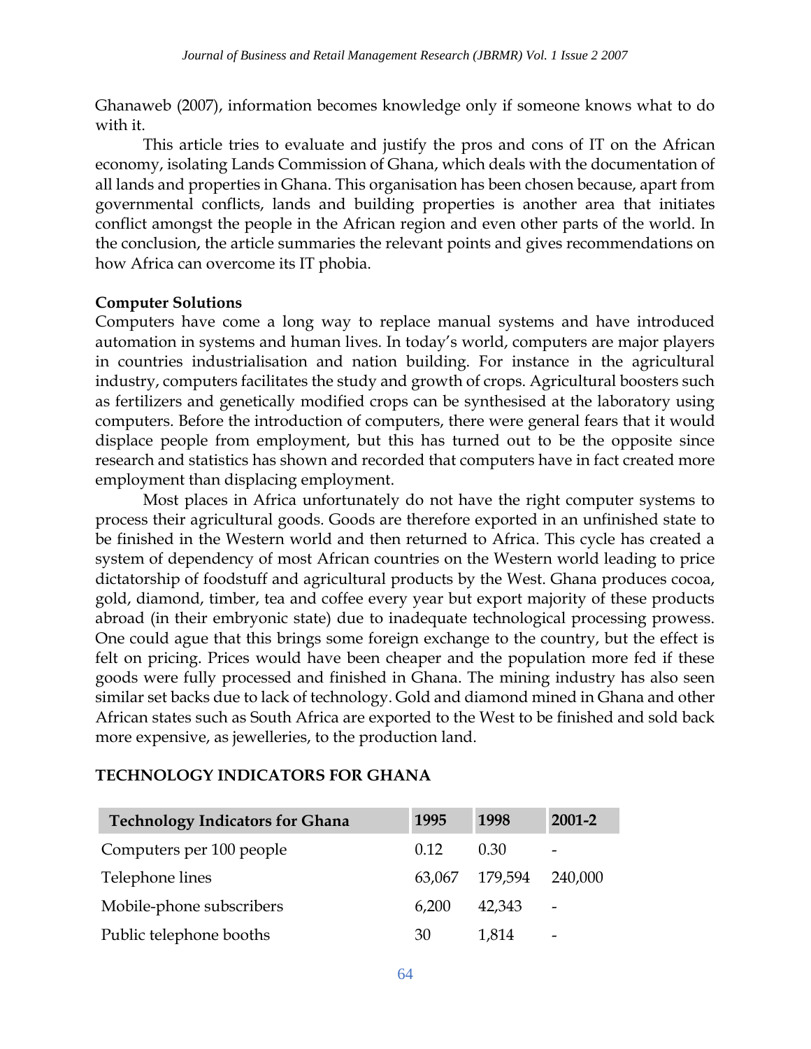Ghanaweb (2007), information becomes knowledge only if someone knows what to do with it.

This article tries to evaluate and justify the pros and cons of IT on the African economy, isolating Lands Commission of Ghana, which deals with the documentation of all lands and properties in Ghana. This organisation has been chosen because, apart from governmental conflicts, lands and building properties is another area that initiates conflict amongst the people in the African region and even other parts of the world. In the conclusion, the article summaries the relevant points and gives recommendations on how Africa can overcome its IT phobia.

**Computer Solutions**

Computers have come a long way to replace manual systems and have introduced automation in systems and human lives. In today's world, computers are major players in countries industrialisation and nation building. For instance in the agricultural industry, computers facilitates the study and growth of crops. Agricultural boosters such as fertilizers and genetically modified crops can be synthesised at the laboratory using computers. Before the introduction of computers, there were general fears that it would displace people from employment, but this has turned out to be the opposite since research and statistics has shown and recorded that computers have in fact created more employment than displacing employment.

Most places in Africa unfortunately do not have the right computer systems to process their agricultural goods. Goods are therefore exported in an unfinished state to be finished in the Western world and then returned to Africa. This cycle has created a system of dependency of most African countries on the Western world leading to price dictatorship of foodstuff and agricultural products by the West. Ghana produces cocoa, gold, diamond, timber, tea and coffee every year but export majority of these products abroad (in their embryonic state) due to inadequate technological processing prowess. One could ague that this brings some foreign exchange to the country, but the effect is felt on pricing. Prices would have been cheaper and the population more fed if these goods were fully processed and finished in Ghana. The mining industry has also seen similar set backs due to lack of technology. Gold and diamond mined in Ghana and other African states such as South Africa are exported to the West to be finished and sold back more expensive, as jewelleries, to the production land.

**TECHNOLOGY INDICATORS FOR GHANA**

| Technology Indicators for Ghana | 1995 | 1998 | 2001-2 |
|---|---|---|---|
| Computers per 100 people | 0.12 | 0.30 | - |
| Telephone lines | 63,067 | 179,594 | 240,000 |
| Mobile-phone subscribers | 6,200 | 42,343 | - |
| Public telephone booths | 30 | 1,814 | - |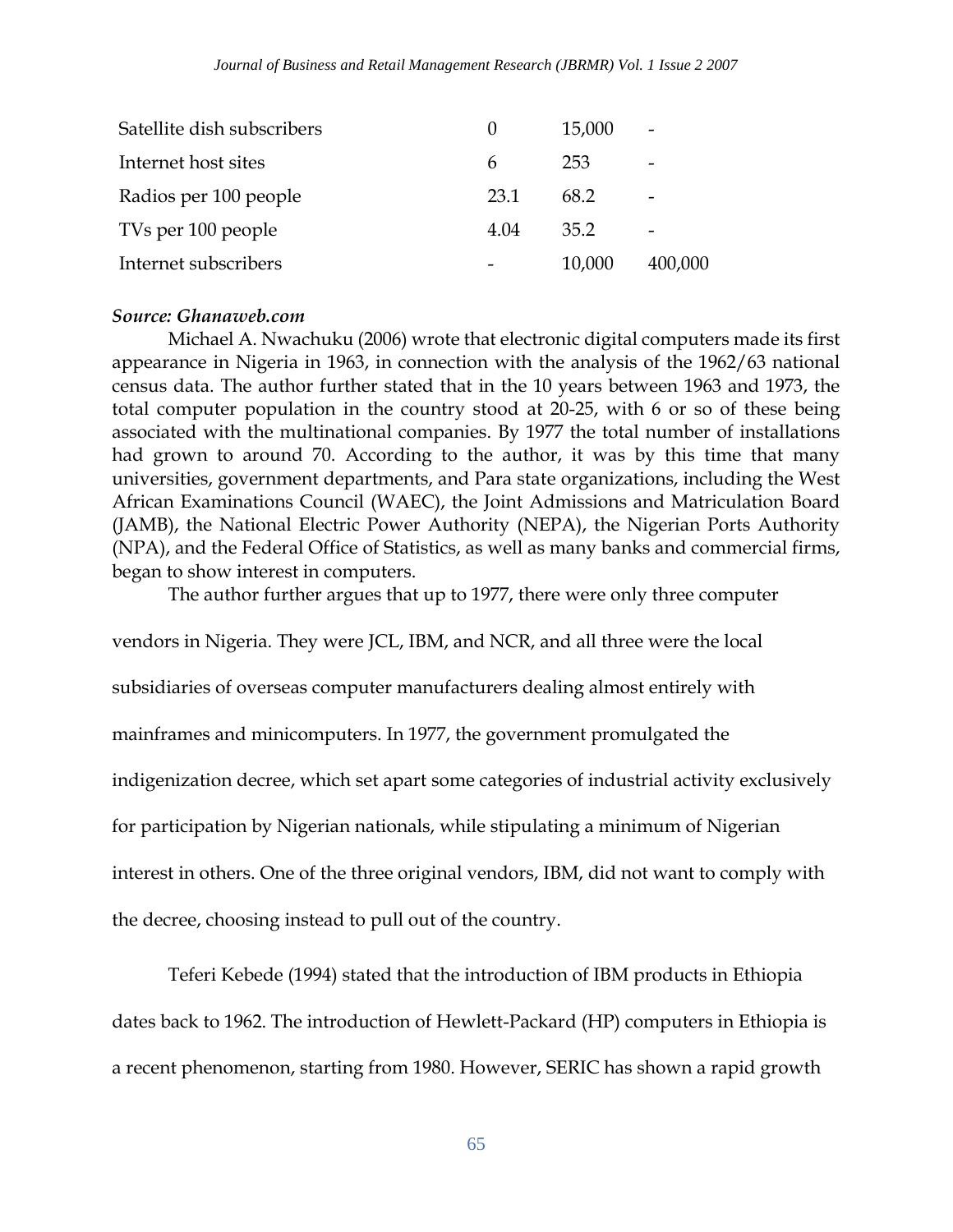| | | | |
|---|---|---|---|
| Satellite dish subscribers | 0 | 15,000 | - |
| Internet host sites | 6 | 253 | - |
| Radios per 100 people | 23.1 | 68.2 | - |
| TVs per 100 people | 4.04 | 35.2 | - |
| Internet subscribers | - | 10,000 | 400,000 |

***Source: Ghanaweb.com***

Michael A. Nwachuku (2006) wrote that electronic digital computers made its first appearance in Nigeria in 1963, in connection with the analysis of the 1962/63 national census data. The author further stated that in the 10 years between 1963 and 1973, the total computer population in the country stood at 20-25, with 6 or so of these being associated with the multinational companies. By 1977 the total number of installations had grown to around 70. According to the author, it was by this time that many universities, government departments, and Para state organizations, including the West African Examinations Council (WAEC), the Joint Admissions and Matriculation Board (JAMB), the National Electric Power Authority (NEPA), the Nigerian Ports Authority (NPA), and the Federal Office of Statistics, as well as many banks and commercial firms, began to show interest in computers.

The author further argues that up to 1977, there were only three computer vendors in Nigeria. They were JCL, IBM, and NCR, and all three were the local subsidiaries of overseas computer manufacturers dealing almost entirely with mainframes and minicomputers. In 1977, the government promulgated the indigenization decree, which set apart some categories of industrial activity exclusively for participation by Nigerian nationals, while stipulating a minimum of Nigerian interest in others. One of the three original vendors, IBM, did not want to comply with the decree, choosing instead to pull out of the country.

Teferi Kebede (1994) stated that the introduction of IBM products in Ethiopia dates back to 1962. The introduction of Hewlett-Packard (HP) computers in Ethiopia is a recent phenomenon, starting from 1980. However, SERIC has shown a rapid growth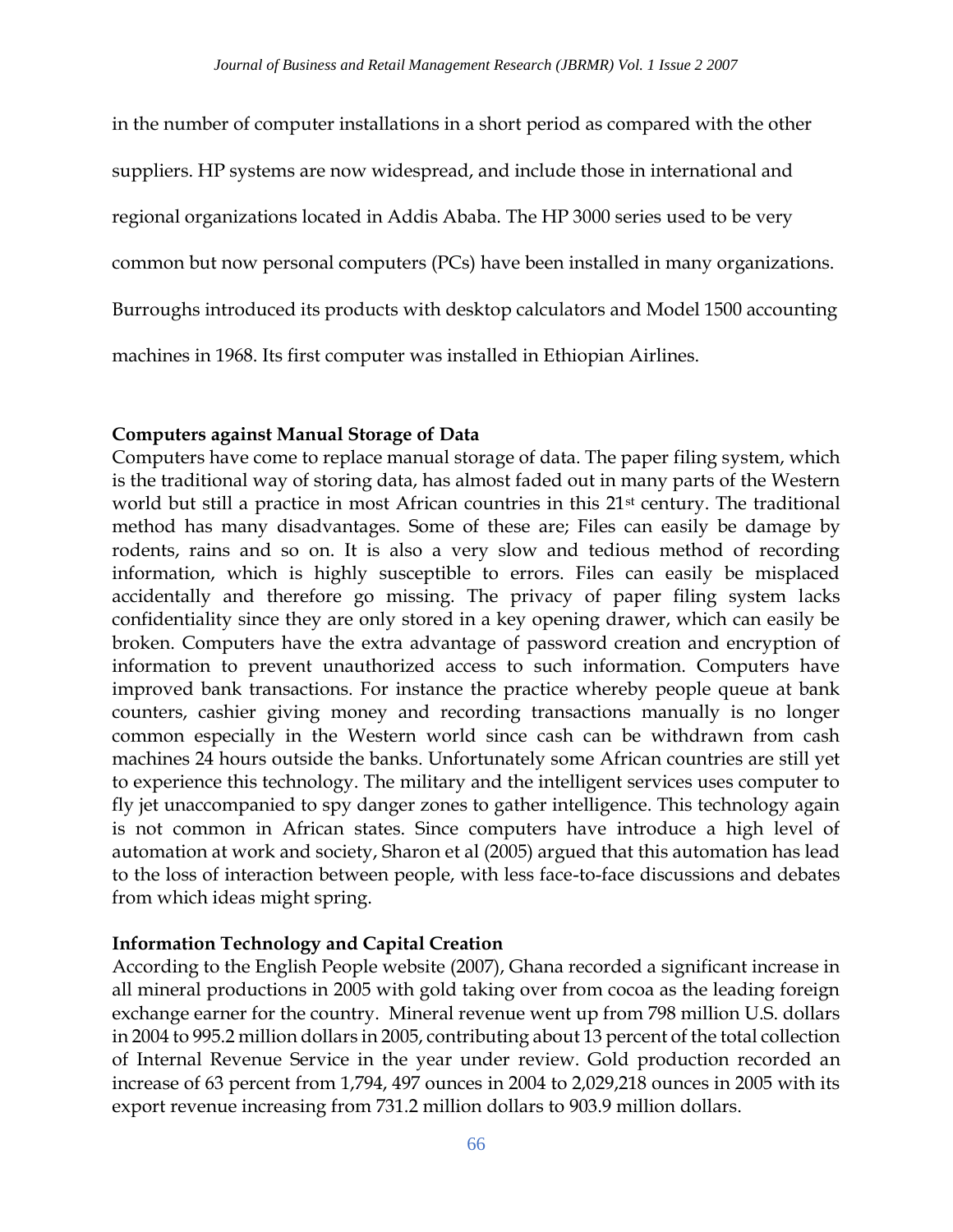in the number of computer installations in a short period as compared with the other suppliers. HP systems are now widespread, and include those in international and regional organizations located in Addis Ababa. The HP 3000 series used to be very common but now personal computers (PCs) have been installed in many organizations. Burroughs introduced its products with desktop calculators and Model 1500 accounting machines in 1968. Its first computer was installed in Ethiopian Airlines.

**Computers against Manual Storage of Data**

Computers have come to replace manual storage of data. The paper filing system, which is the traditional way of storing data, has almost faded out in many parts of the Western world but still a practice in most African countries in this 21st century. The traditional method has many disadvantages. Some of these are; Files can easily be damage by rodents, rains and so on. It is also a very slow and tedious method of recording information, which is highly susceptible to errors. Files can easily be misplaced accidentally and therefore go missing. The privacy of paper filing system lacks confidentiality since they are only stored in a key opening drawer, which can easily be broken. Computers have the extra advantage of password creation and encryption of information to prevent unauthorized access to such information. Computers have improved bank transactions. For instance the practice whereby people queue at bank counters, cashier giving money and recording transactions manually is no longer common especially in the Western world since cash can be withdrawn from cash machines 24 hours outside the banks. Unfortunately some African countries are still yet to experience this technology. The military and the intelligent services uses computer to fly jet unaccompanied to spy danger zones to gather intelligence. This technology again is not common in African states. Since computers have introduce a high level of automation at work and society, Sharon et al (2005) argued that this automation has lead to the loss of interaction between people, with less face-to-face discussions and debates from which ideas might spring.

**Information Technology and Capital Creation**

According to the English People website (2007), Ghana recorded a significant increase in all mineral productions in 2005 with gold taking over from cocoa as the leading foreign exchange earner for the country. Mineral revenue went up from 798 million U.S. dollars in 2004 to 995.2 million dollars in 2005, contributing about 13 percent of the total collection of Internal Revenue Service in the year under review. Gold production recorded an increase of 63 percent from 1,794, 497 ounces in 2004 to 2,029,218 ounces in 2005 with its export revenue increasing from 731.2 million dollars to 903.9 million dollars.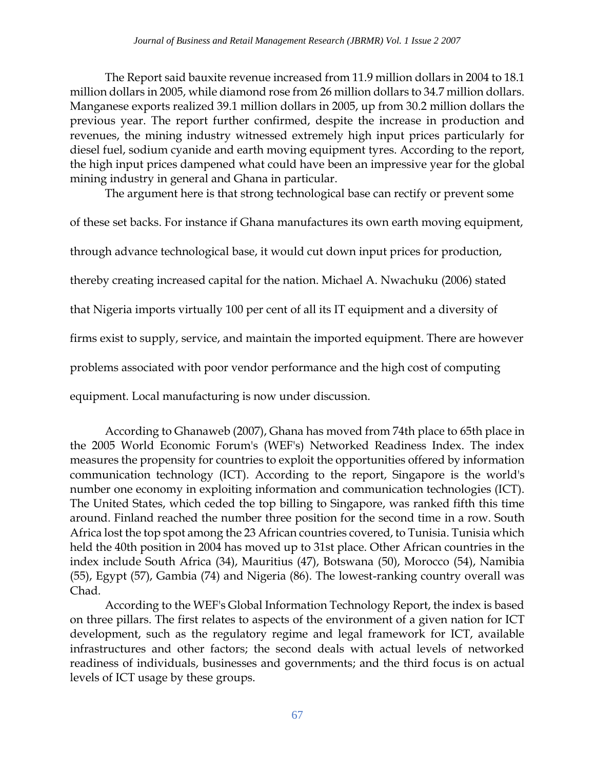The Report said bauxite revenue increased from 11.9 million dollars in 2004 to 18.1 million dollars in 2005, while diamond rose from 26 million dollars to 34.7 million dollars. Manganese exports realized 39.1 million dollars in 2005, up from 30.2 million dollars the previous year. The report further confirmed, despite the increase in production and revenues, the mining industry witnessed extremely high input prices particularly for diesel fuel, sodium cyanide and earth moving equipment tyres. According to the report, the high input prices dampened what could have been an impressive year for the global mining industry in general and Ghana in particular.

The argument here is that strong technological base can rectify or prevent some of these set backs. For instance if Ghana manufactures its own earth moving equipment, through advance technological base, it would cut down input prices for production, thereby creating increased capital for the nation. Michael A. Nwachuku (2006) stated that Nigeria imports virtually 100 per cent of all its IT equipment and a diversity of firms exist to supply, service, and maintain the imported equipment. There are however problems associated with poor vendor performance and the high cost of computing equipment. Local manufacturing is now under discussion.

According to Ghanaweb (2007), Ghana has moved from 74th place to 65th place in the 2005 World Economic Forum's (WEF's) Networked Readiness Index. The index measures the propensity for countries to exploit the opportunities offered by information communication technology (ICT). According to the report, Singapore is the world's number one economy in exploiting information and communication technologies (ICT). The United States, which ceded the top billing to Singapore, was ranked fifth this time around. Finland reached the number three position for the second time in a row. South Africa lost the top spot among the 23 African countries covered, to Tunisia. Tunisia which held the 40th position in 2004 has moved up to 31st place. Other African countries in the index include South Africa (34), Mauritius (47), Botswana (50), Morocco (54), Namibia (55), Egypt (57), Gambia (74) and Nigeria (86). The lowest-ranking country overall was Chad.

According to the WEF's Global Information Technology Report, the index is based on three pillars. The first relates to aspects of the environment of a given nation for ICT development, such as the regulatory regime and legal framework for ICT, available infrastructures and other factors; the second deals with actual levels of networked readiness of individuals, businesses and governments; and the third focus is on actual levels of ICT usage by these groups.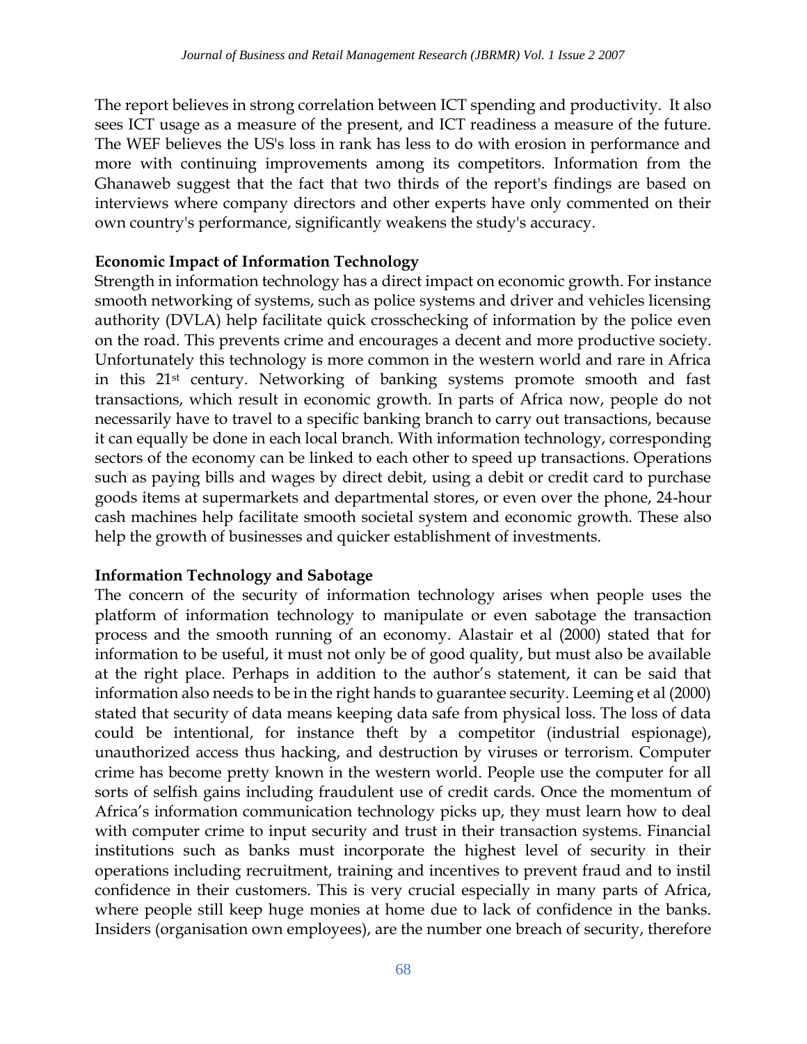The report believes in strong correlation between ICT spending and productivity. It also sees ICT usage as a measure of the present, and ICT readiness a measure of the future. The WEF believes the US's loss in rank has less to do with erosion in performance and more with continuing improvements among its competitors. Information from the Ghanaweb suggest that the fact that two thirds of the report's findings are based on interviews where company directors and other experts have only commented on their own country's performance, significantly weakens the study's accuracy.

**Economic Impact of Information Technology**

Strength in information technology has a direct impact on economic growth. For instance smooth networking of systems, such as police systems and driver and vehicles licensing authority (DVLA) help facilitate quick crosschecking of information by the police even on the road. This prevents crime and encourages a decent and more productive society. Unfortunately this technology is more common in the western world and rare in Africa in this 21st century. Networking of banking systems promote smooth and fast transactions, which result in economic growth. In parts of Africa now, people do not necessarily have to travel to a specific banking branch to carry out transactions, because it can equally be done in each local branch. With information technology, corresponding sectors of the economy can be linked to each other to speed up transactions. Operations such as paying bills and wages by direct debit, using a debit or credit card to purchase goods items at supermarkets and departmental stores, or even over the phone, 24-hour cash machines help facilitate smooth societal system and economic growth. These also help the growth of businesses and quicker establishment of investments.

**Information Technology and Sabotage**

The concern of the security of information technology arises when people uses the platform of information technology to manipulate or even sabotage the transaction process and the smooth running of an economy. Alastair et al (2000) stated that for information to be useful, it must not only be of good quality, but must also be available at the right place. Perhaps in addition to the author's statement, it can be said that information also needs to be in the right hands to guarantee security. Leeming et al (2000) stated that security of data means keeping data safe from physical loss. The loss of data could be intentional, for instance theft by a competitor (industrial espionage), unauthorized access thus hacking, and destruction by viruses or terrorism. Computer crime has become pretty known in the western world. People use the computer for all sorts of selfish gains including fraudulent use of credit cards. Once the momentum of Africa's information communication technology picks up, they must learn how to deal with computer crime to input security and trust in their transaction systems. Financial institutions such as banks must incorporate the highest level of security in their operations including recruitment, training and incentives to prevent fraud and to instil confidence in their customers. This is very crucial especially in many parts of Africa, where people still keep huge monies at home due to lack of confidence in the banks. Insiders (organisation own employees), are the number one breach of security, therefore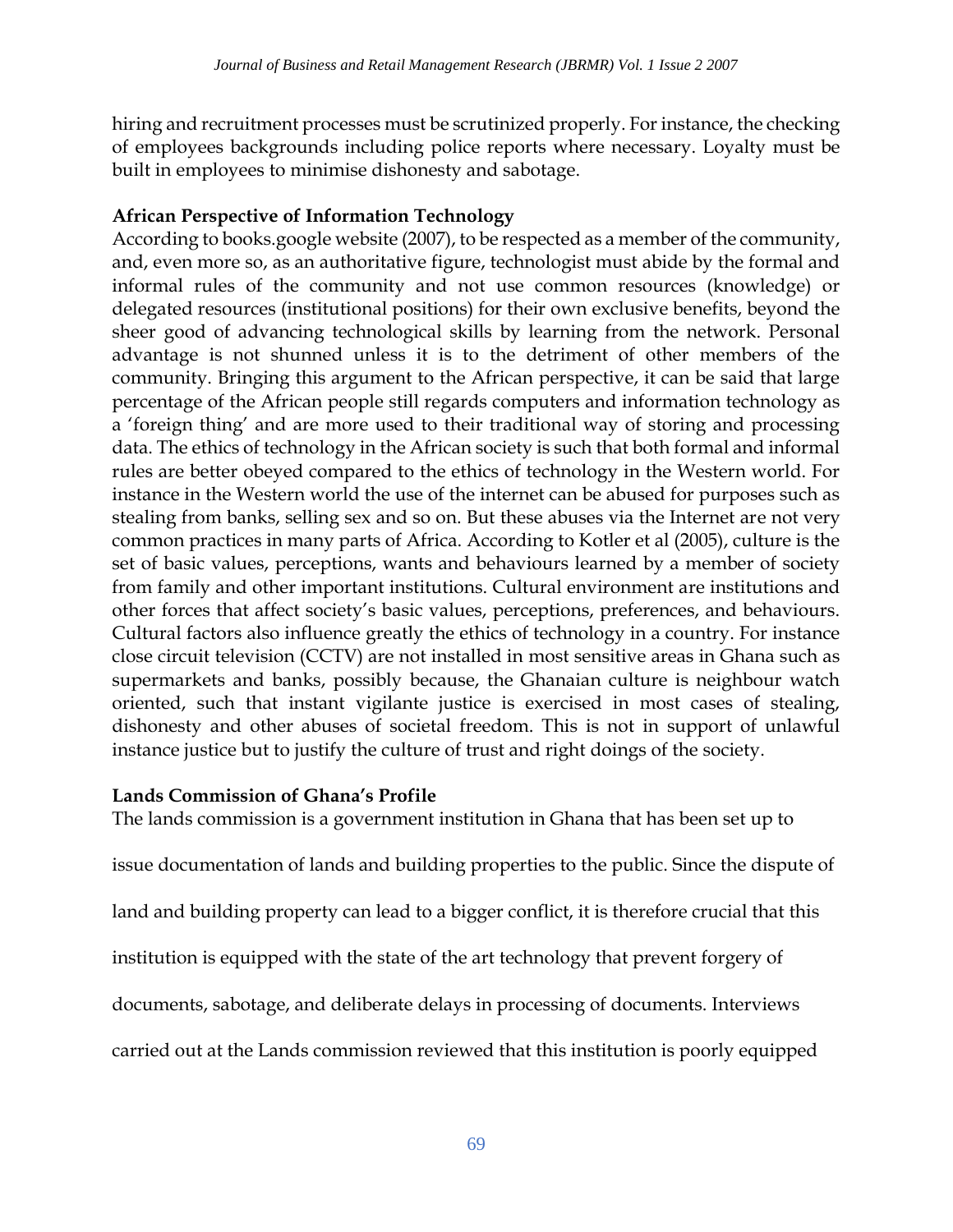hiring and recruitment processes must be scrutinized properly. For instance, the checking of employees backgrounds including police reports where necessary. Loyalty must be built in employees to minimise dishonesty and sabotage.

**African Perspective of Information Technology**

According to books.google website (2007), to be respected as a member of the community, and, even more so, as an authoritative figure, technologist must abide by the formal and informal rules of the community and not use common resources (knowledge) or delegated resources (institutional positions) for their own exclusive benefits, beyond the sheer good of advancing technological skills by learning from the network. Personal advantage is not shunned unless it is to the detriment of other members of the community. Bringing this argument to the African perspective, it can be said that large percentage of the African people still regards computers and information technology as a 'foreign thing' and are more used to their traditional way of storing and processing data. The ethics of technology in the African society is such that both formal and informal rules are better obeyed compared to the ethics of technology in the Western world. For instance in the Western world the use of the internet can be abused for purposes such as stealing from banks, selling sex and so on. But these abuses via the Internet are not very common practices in many parts of Africa. According to Kotler et al (2005), culture is the set of basic values, perceptions, wants and behaviours learned by a member of society from family and other important institutions. Cultural environment are institutions and other forces that affect society's basic values, perceptions, preferences, and behaviours. Cultural factors also influence greatly the ethics of technology in a country. For instance close circuit television (CCTV) are not installed in most sensitive areas in Ghana such as supermarkets and banks, possibly because, the Ghanaian culture is neighbour watch oriented, such that instant vigilante justice is exercised in most cases of stealing, dishonesty and other abuses of societal freedom. This is not in support of unlawful instance justice but to justify the culture of trust and right doings of the society.

**Lands Commission of Ghana's Profile**

The lands commission is a government institution in Ghana that has been set up to issue documentation of lands and building properties to the public. Since the dispute of land and building property can lead to a bigger conflict, it is therefore crucial that this institution is equipped with the state of the art technology that prevent forgery of documents, sabotage, and deliberate delays in processing of documents. Interviews carried out at the Lands commission reviewed that this institution is poorly equipped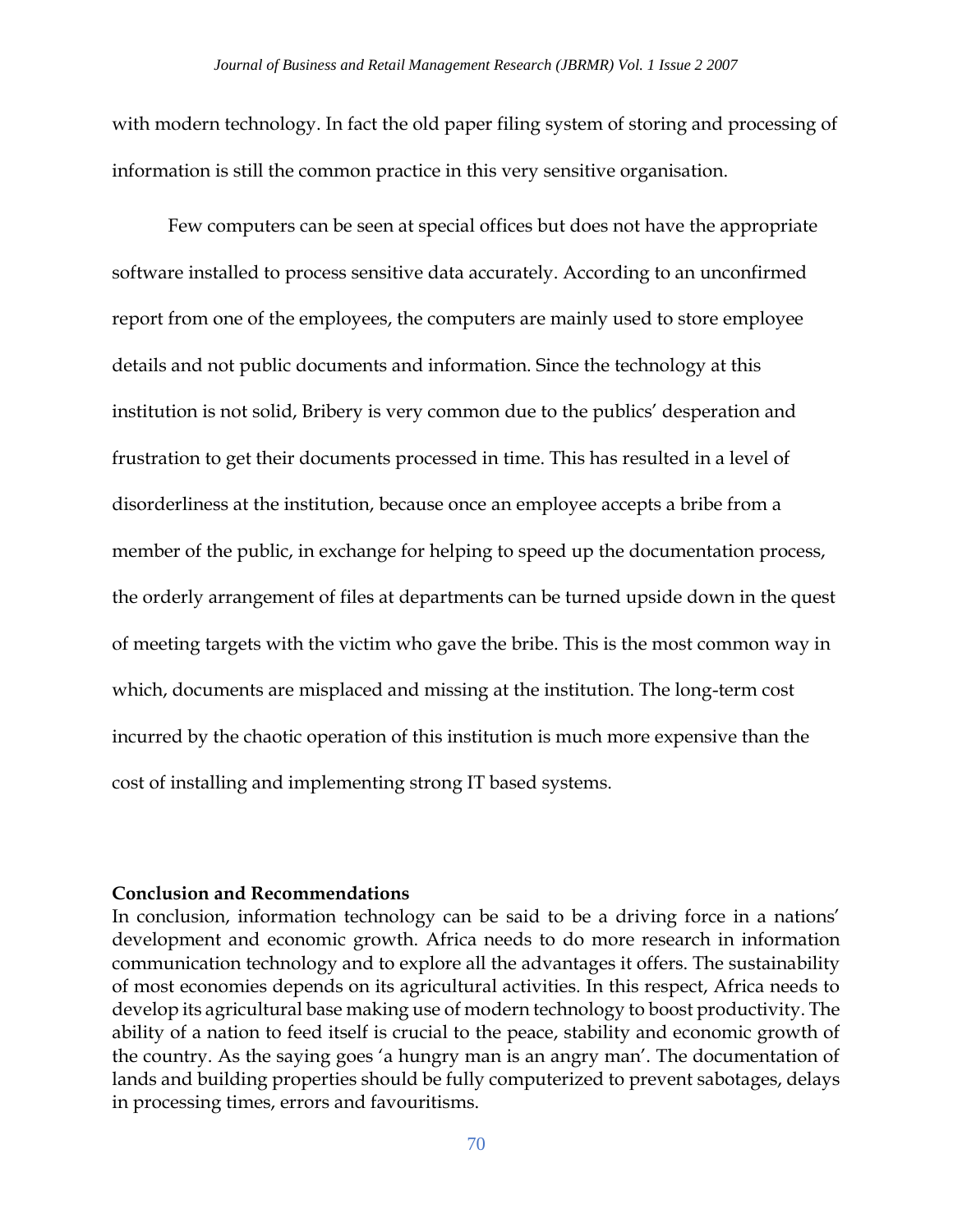with modern technology. In fact the old paper filing system of storing and processing of information is still the common practice in this very sensitive organisation.

Few computers can be seen at special offices but does not have the appropriate software installed to process sensitive data accurately. According to an unconfirmed report from one of the employees, the computers are mainly used to store employee details and not public documents and information. Since the technology at this institution is not solid, Bribery is very common due to the publics' desperation and frustration to get their documents processed in time. This has resulted in a level of disorderliness at the institution, because once an employee accepts a bribe from a member of the public, in exchange for helping to speed up the documentation process, the orderly arrangement of files at departments can be turned upside down in the quest of meeting targets with the victim who gave the bribe. This is the most common way in which, documents are misplaced and missing at the institution. The long-term cost incurred by the chaotic operation of this institution is much more expensive than the cost of installing and implementing strong IT based systems.

**Conclusion and Recommendations**

In conclusion, information technology can be said to be a driving force in a nations' development and economic growth. Africa needs to do more research in information communication technology and to explore all the advantages it offers. The sustainability of most economies depends on its agricultural activities. In this respect, Africa needs to develop its agricultural base making use of modern technology to boost productivity. The ability of a nation to feed itself is crucial to the peace, stability and economic growth of the country. As the saying goes 'a hungry man is an angry man'. The documentation of lands and building properties should be fully computerized to prevent sabotages, delays in processing times, errors and favouritisms.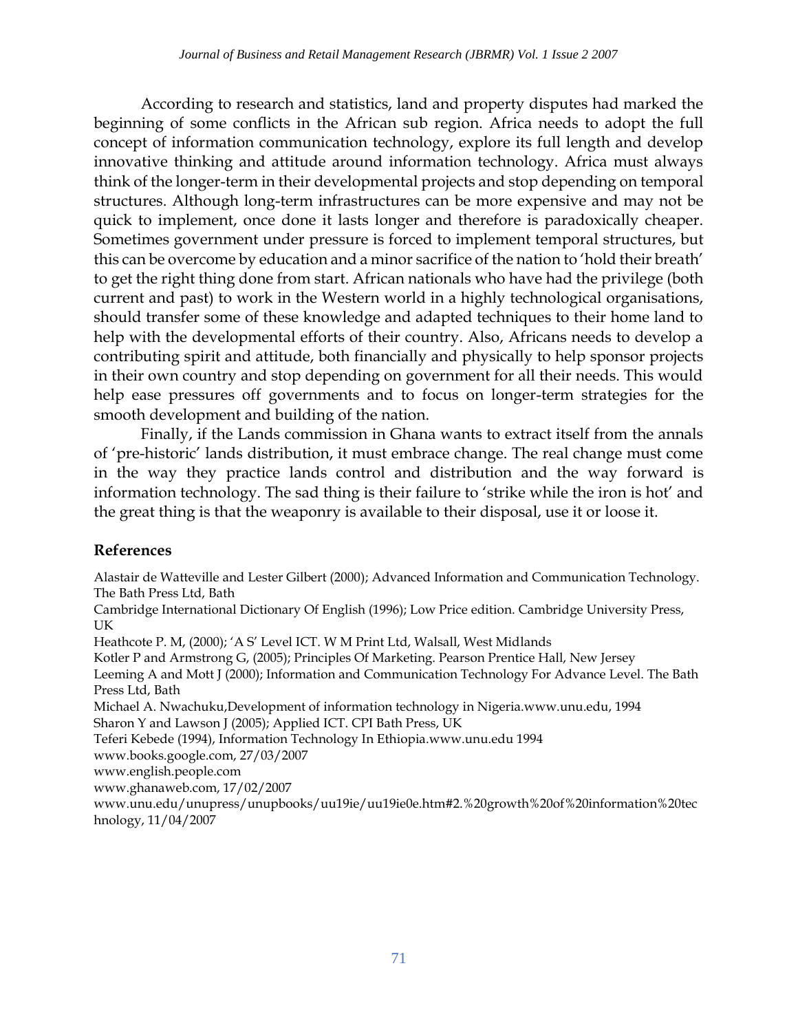According to research and statistics, land and property disputes had marked the beginning of some conflicts in the African sub region. Africa needs to adopt the full concept of information communication technology, explore its full length and develop innovative thinking and attitude around information technology. Africa must always think of the longer-term in their developmental projects and stop depending on temporal structures. Although long-term infrastructures can be more expensive and may not be quick to implement, once done it lasts longer and therefore is paradoxically cheaper. Sometimes government under pressure is forced to implement temporal structures, but this can be overcome by education and a minor sacrifice of the nation to 'hold their breath' to get the right thing done from start. African nationals who have had the privilege (both current and past) to work in the Western world in a highly technological organisations, should transfer some of these knowledge and adapted techniques to their home land to help with the developmental efforts of their country. Also, Africans needs to develop a contributing spirit and attitude, both financially and physically to help sponsor projects in their own country and stop depending on government for all their needs. This would help ease pressures off governments and to focus on longer-term strategies for the smooth development and building of the nation.

Finally, if the Lands commission in Ghana wants to extract itself from the annals of 'pre-historic' lands distribution, it must embrace change. The real change must come in the way they practice lands control and distribution and the way forward is information technology. The sad thing is their failure to 'strike while the iron is hot' and the great thing is that the weaponry is available to their disposal, use it or loose it.

## References

Alastair de Watteville and Lester Gilbert (2000); Advanced Information and Communication Technology. The Bath Press Ltd, Bath

Cambridge International Dictionary Of English (1996); Low Price edition. Cambridge University Press, UK

Heathcote P. M, (2000); 'A S' Level ICT. W M Print Ltd, Walsall, West Midlands

Kotler P and Armstrong G, (2005); Principles Of Marketing. Pearson Prentice Hall, New Jersey

Leeming A and Mott J (2000); Information and Communication Technology For Advance Level. The Bath Press Ltd, Bath

Michael A. Nwachuku,Development of information technology in Nigeria.www.unu.edu, 1994

Sharon Y and Lawson J (2005); Applied ICT. CPI Bath Press, UK

Teferi Kebede (1994), Information Technology In Ethiopia.www.unu.edu 1994

www.books.google.com, 27/03/2007

www.english.people.com

www.ghanaweb.com, 17/02/2007

www.unu.edu/unupress/unupbooks/uu19ie/uu19ie0e.htm#2.%20growth%20of%20information%20technology, 11/04/2007